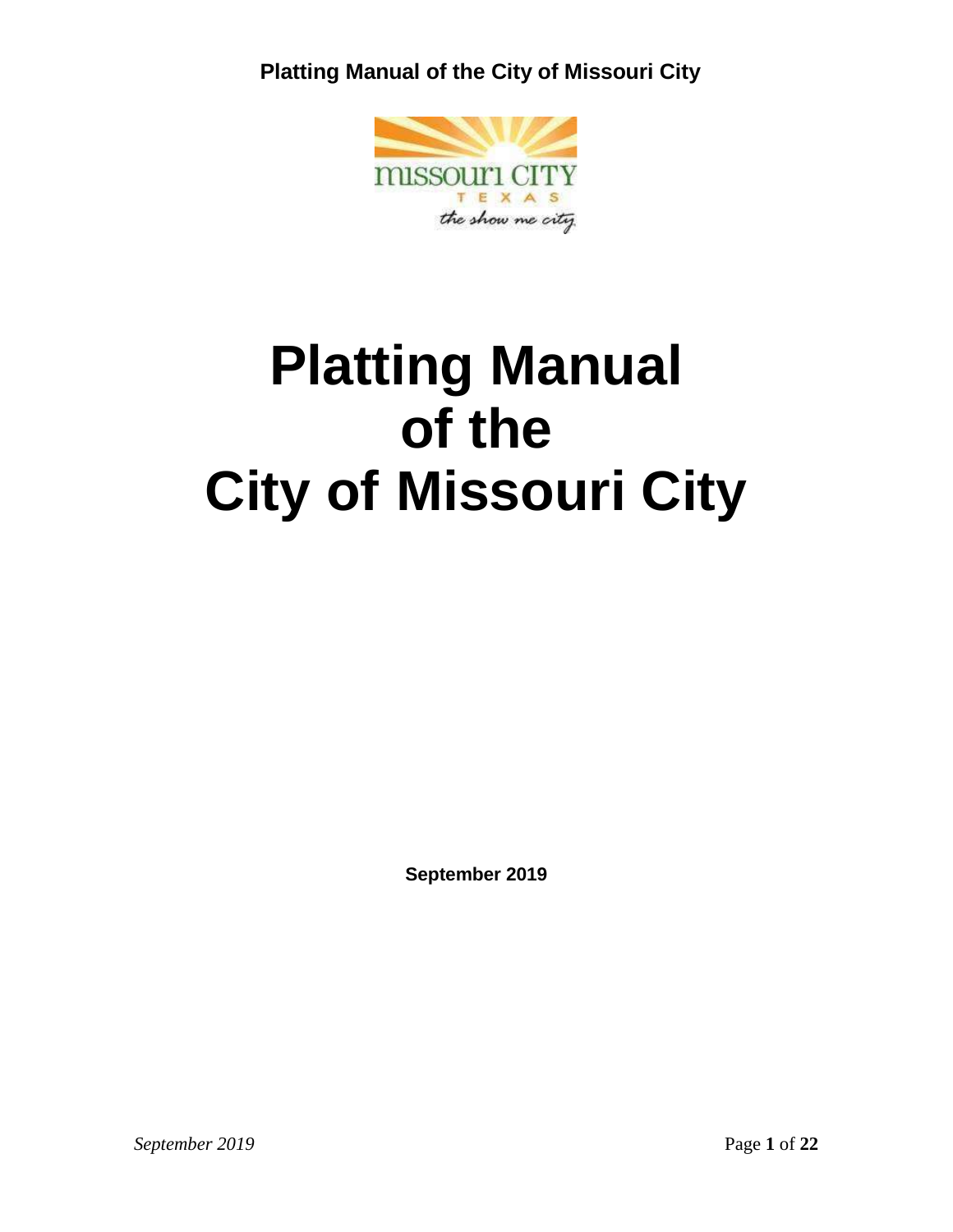# Platting Manual of the City of Missouri City

**September 2019**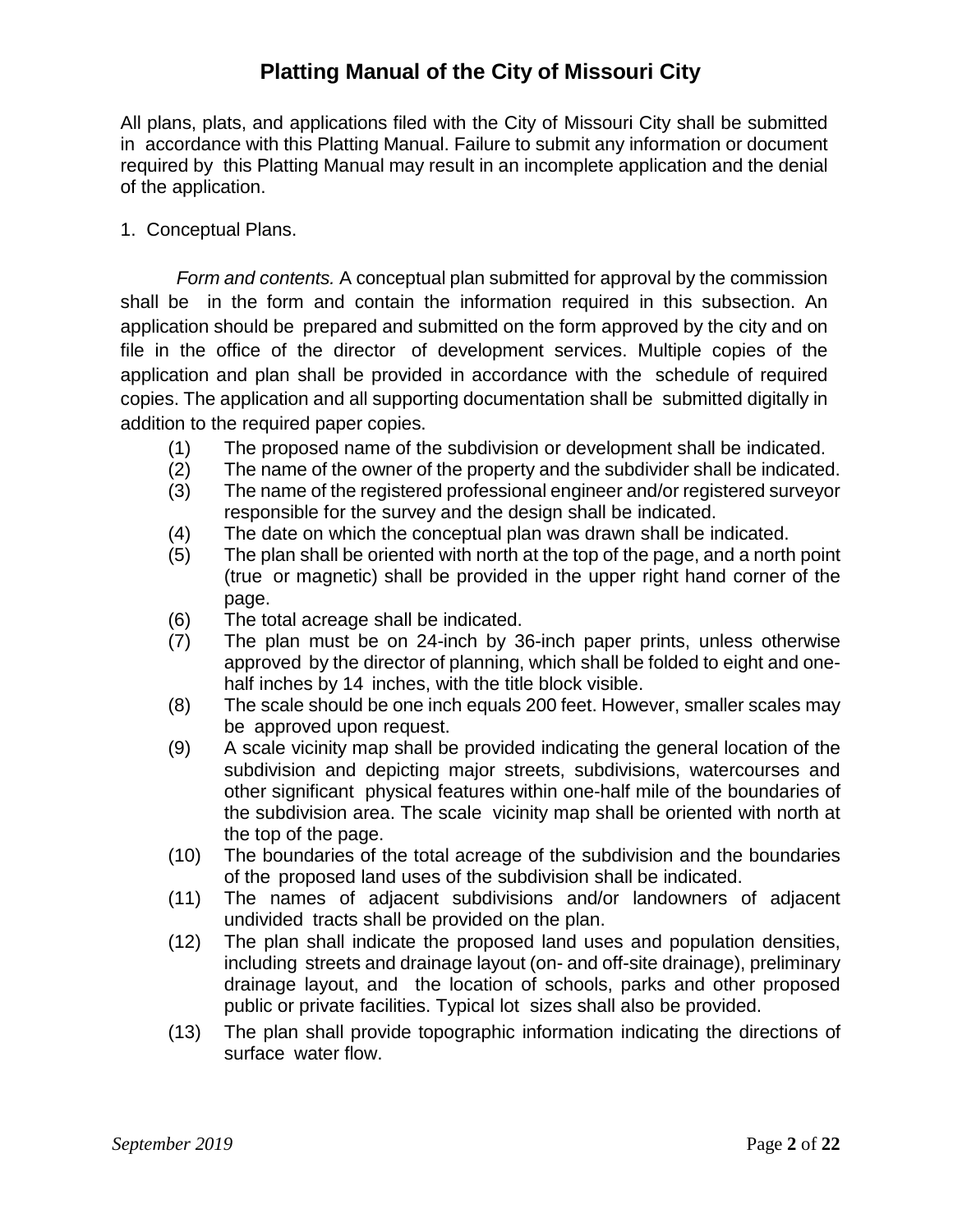# Platting Manual of the City of Missouri City

All plans, plats, and applications filed with the City of Missouri City shall be submitted in accordance with this Platting Manual. Failure to submit any information or document required by this Platting Manual may result in an incomplete application and the denial of the application.

1. Conceptual Plans.

*Form and contents.* A conceptual plan submitted for approval by the commission shall be in the form and contain the information required in this subsection. An application should be prepared and submitted on the form approved by the city and on file in the office of the director of development services. Multiple copies of the application and plan shall be provided in accordance with the schedule of required copies. The application and all supporting documentation shall be submitted digitally in addition to the required paper copies.

(1) The proposed name of the subdivision or development shall be indicated.

(2) The name of the owner of the property and the subdivider shall be indicated.

(3) The name of the registered professional engineer and/or registered surveyor responsible for the survey and the design shall be indicated.

(4) The date on which the conceptual plan was drawn shall be indicated.

(5) The plan shall be oriented with north at the top of the page, and a north point (true or magnetic) shall be provided in the upper right hand corner of the page.

(6) The total acreage shall be indicated.

(7) The plan must be on 24-inch by 36-inch paper prints, unless otherwise approved by the director of planning, which shall be folded to eight and one-half inches by 14 inches, with the title block visible.

(8) The scale should be one inch equals 200 feet. However, smaller scales may be approved upon request.

(9) A scale vicinity map shall be provided indicating the general location of the subdivision and depicting major streets, subdivisions, watercourses and other significant physical features within one-half mile of the boundaries of the subdivision area. The scale vicinity map shall be oriented with north at the top of the page.

(10) The boundaries of the total acreage of the subdivision and the boundaries of the proposed land uses of the subdivision shall be indicated.

(11) The names of adjacent subdivisions and/or landowners of adjacent undivided tracts shall be provided on the plan.

(12) The plan shall indicate the proposed land uses and population densities, including streets and drainage layout (on- and off-site drainage), preliminary drainage layout, and the location of schools, parks and other proposed public or private facilities. Typical lot sizes shall also be provided.

(13) The plan shall provide topographic information indicating the directions of surface water flow.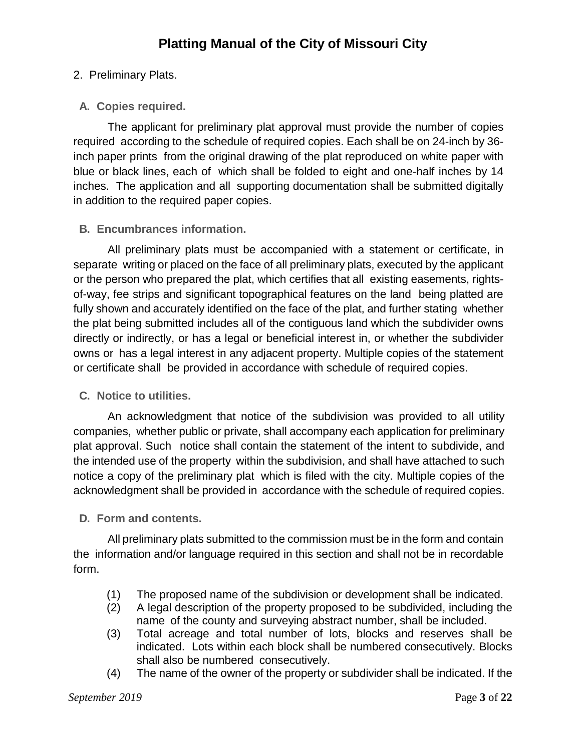2. Preliminary Plats.

### A. Copies required.

The applicant for preliminary plat approval must provide the number of copies required according to the schedule of required copies. Each shall be on 24-inch by 36-inch paper prints from the original drawing of the plat reproduced on white paper with blue or black lines, each of which shall be folded to eight and one-half inches by 14 inches. The application and all supporting documentation shall be submitted digitally in addition to the required paper copies.

### B. Encumbrances information.

All preliminary plats must be accompanied with a statement or certificate, in separate writing or placed on the face of all preliminary plats, executed by the applicant or the person who prepared the plat, which certifies that all existing easements, rights-of-way, fee strips and significant topographical features on the land being platted are fully shown and accurately identified on the face of the plat, and further stating whether the plat being submitted includes all of the contiguous land which the subdivider owns directly or indirectly, or has a legal or beneficial interest in, or whether the subdivider owns or has a legal interest in any adjacent property. Multiple copies of the statement or certificate shall be provided in accordance with schedule of required copies.

### C. Notice to utilities.

An acknowledgment that notice of the subdivision was provided to all utility companies, whether public or private, shall accompany each application for preliminary plat approval. Such notice shall contain the statement of the intent to subdivide, and the intended use of the property within the subdivision, and shall have attached to such notice a copy of the preliminary plat which is filed with the city. Multiple copies of the acknowledgment shall be provided in accordance with the schedule of required copies.

### D. Form and contents.

All preliminary plats submitted to the commission must be in the form and contain the information and/or language required in this section and shall not be in recordable form.

(1) The proposed name of the subdivision or development shall be indicated.

(2) A legal description of the property proposed to be subdivided, including the name of the county and surveying abstract number, shall be included.

(3) Total acreage and total number of lots, blocks and reserves shall be indicated. Lots within each block shall be numbered consecutively. Blocks shall also be numbered consecutively.

(4) The name of the owner of the property or subdivider shall be indicated. If the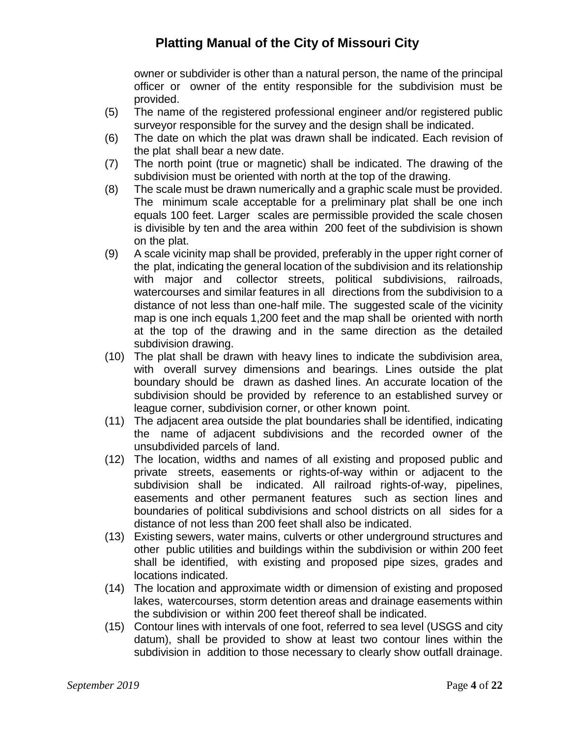owner or subdivider is other than a natural person, the name of the principal officer or owner of the entity responsible for the subdivision must be provided.

(5) The name of the registered professional engineer and/or registered public surveyor responsible for the survey and the design shall be indicated.

(6) The date on which the plat was drawn shall be indicated. Each revision of the plat shall bear a new date.

(7) The north point (true or magnetic) shall be indicated. The drawing of the subdivision must be oriented with north at the top of the drawing.

(8) The scale must be drawn numerically and a graphic scale must be provided. The minimum scale acceptable for a preliminary plat shall be one inch equals 100 feet. Larger scales are permissible provided the scale chosen is divisible by ten and the area within 200 feet of the subdivision is shown on the plat.

(9) A scale vicinity map shall be provided, preferably in the upper right corner of the plat, indicating the general location of the subdivision and its relationship with major and collector streets, political subdivisions, railroads, watercourses and similar features in all directions from the subdivision to a distance of not less than one-half mile. The suggested scale of the vicinity map is one inch equals 1,200 feet and the map shall be oriented with north at the top of the drawing and in the same direction as the detailed subdivision drawing.

(10) The plat shall be drawn with heavy lines to indicate the subdivision area, with overall survey dimensions and bearings. Lines outside the plat boundary should be drawn as dashed lines. An accurate location of the subdivision should be provided by reference to an established survey or league corner, subdivision corner, or other known point.

(11) The adjacent area outside the plat boundaries shall be identified, indicating the name of adjacent subdivisions and the recorded owner of the unsubdivided parcels of land.

(12) The location, widths and names of all existing and proposed public and private streets, easements or rights-of-way within or adjacent to the subdivision shall be indicated. All railroad rights-of-way, pipelines, easements and other permanent features such as section lines and boundaries of political subdivisions and school districts on all sides for a distance of not less than 200 feet shall also be indicated.

(13) Existing sewers, water mains, culverts or other underground structures and other public utilities and buildings within the subdivision or within 200 feet shall be identified, with existing and proposed pipe sizes, grades and locations indicated.

(14) The location and approximate width or dimension of existing and proposed lakes, watercourses, storm detention areas and drainage easements within the subdivision or within 200 feet thereof shall be indicated.

(15) Contour lines with intervals of one foot, referred to sea level (USGS and city datum), shall be provided to show at least two contour lines within the subdivision in addition to those necessary to clearly show outfall drainage.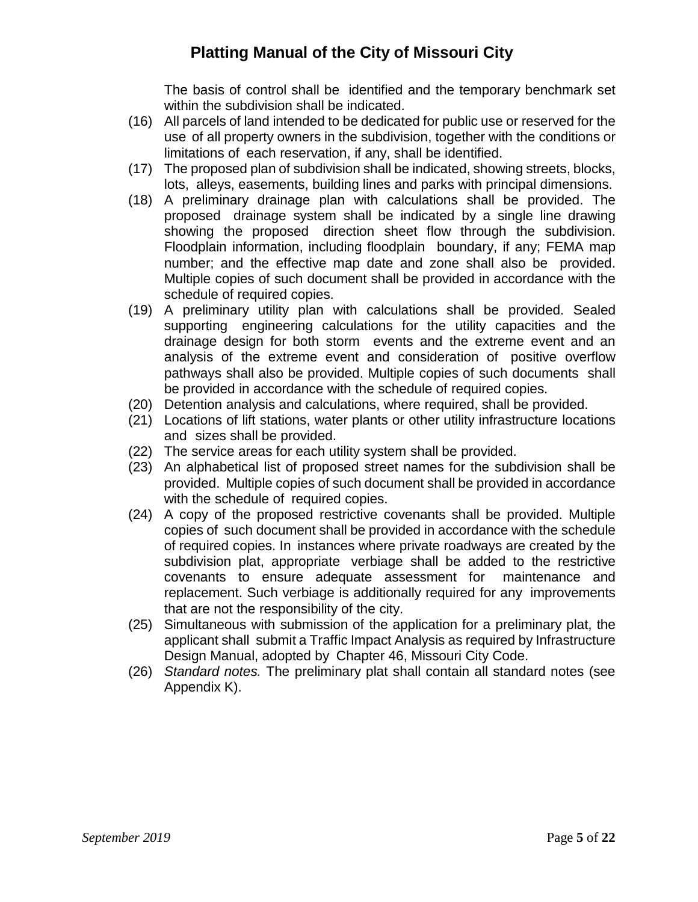The basis of control shall be identified and the temporary benchmark set within the subdivision shall be indicated.

(16) All parcels of land intended to be dedicated for public use or reserved for the use of all property owners in the subdivision, together with the conditions or limitations of each reservation, if any, shall be identified.

(17) The proposed plan of subdivision shall be indicated, showing streets, blocks, lots, alleys, easements, building lines and parks with principal dimensions.

(18) A preliminary drainage plan with calculations shall be provided. The proposed drainage system shall be indicated by a single line drawing showing the proposed direction sheet flow through the subdivision. Floodplain information, including floodplain boundary, if any; FEMA map number; and the effective map date and zone shall also be provided. Multiple copies of such document shall be provided in accordance with the schedule of required copies.

(19) A preliminary utility plan with calculations shall be provided. Sealed supporting engineering calculations for the utility capacities and the drainage design for both storm events and the extreme event and an analysis of the extreme event and consideration of positive overflow pathways shall also be provided. Multiple copies of such documents shall be provided in accordance with the schedule of required copies.

(20) Detention analysis and calculations, where required, shall be provided.

(21) Locations of lift stations, water plants or other utility infrastructure locations and sizes shall be provided.

(22) The service areas for each utility system shall be provided.

(23) An alphabetical list of proposed street names for the subdivision shall be provided. Multiple copies of such document shall be provided in accordance with the schedule of required copies.

(24) A copy of the proposed restrictive covenants shall be provided. Multiple copies of such document shall be provided in accordance with the schedule of required copies. In instances where private roadways are created by the subdivision plat, appropriate verbiage shall be added to the restrictive covenants to ensure adequate assessment for maintenance and replacement. Such verbiage is additionally required for any improvements that are not the responsibility of the city.

(25) Simultaneous with submission of the application for a preliminary plat, the applicant shall submit a Traffic Impact Analysis as required by Infrastructure Design Manual, adopted by Chapter 46, Missouri City Code.

(26) *Standard notes.* The preliminary plat shall contain all standard notes (see Appendix K).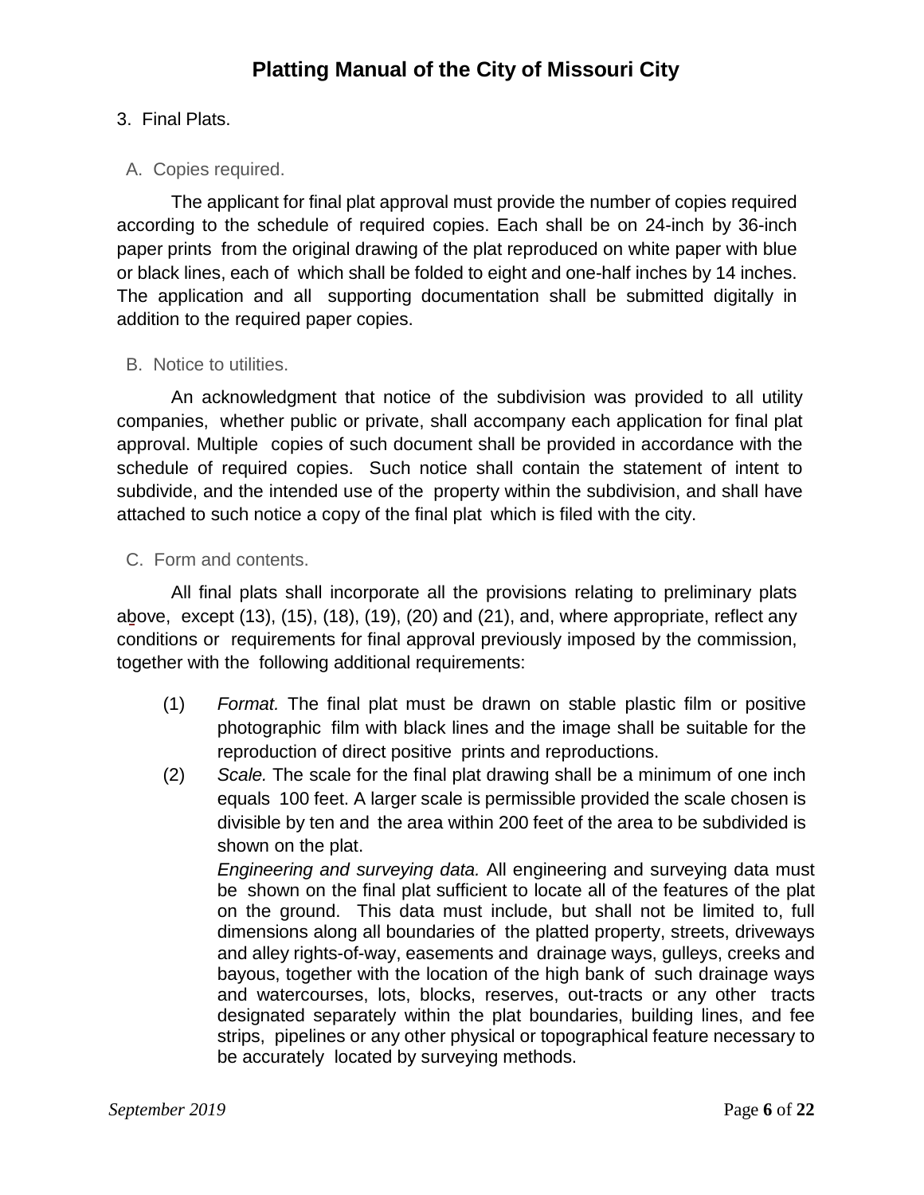3. Final Plats.

A. Copies required.

The applicant for final plat approval must provide the number of copies required according to the schedule of required copies. Each shall be on 24-inch by 36-inch paper prints from the original drawing of the plat reproduced on white paper with blue or black lines, each of which shall be folded to eight and one-half inches by 14 inches. The application and all supporting documentation shall be submitted digitally in addition to the required paper copies.

B. Notice to utilities.

An acknowledgment that notice of the subdivision was provided to all utility companies, whether public or private, shall accompany each application for final plat approval. Multiple copies of such document shall be provided in accordance with the schedule of required copies. Such notice shall contain the statement of intent to subdivide, and the intended use of the property within the subdivision, and shall have attached to such notice a copy of the final plat which is filed with the city.

C. Form and contents.

All final plats shall incorporate all the provisions relating to preliminary plats above, except (13), (15), (18), (19), (20) and (21), and, where appropriate, reflect any conditions or requirements for final approval previously imposed by the commission, together with the following additional requirements:

(1) *Format.* The final plat must be drawn on stable plastic film or positive photographic film with black lines and the image shall be suitable for the reproduction of direct positive prints and reproductions.

(2) *Scale.* The scale for the final plat drawing shall be a minimum of one inch equals 100 feet. A larger scale is permissible provided the scale chosen is divisible by ten and the area within 200 feet of the area to be subdivided is shown on the plat.

*Engineering and surveying data.* All engineering and surveying data must be shown on the final plat sufficient to locate all of the features of the plat on the ground. This data must include, but shall not be limited to, full dimensions along all boundaries of the platted property, streets, driveways and alley rights-of-way, easements and drainage ways, gulleys, creeks and bayous, together with the location of the high bank of such drainage ways and watercourses, lots, blocks, reserves, out-tracts or any other tracts designated separately within the plat boundaries, building lines, and fee strips, pipelines or any other physical or topographical feature necessary to be accurately located by surveying methods.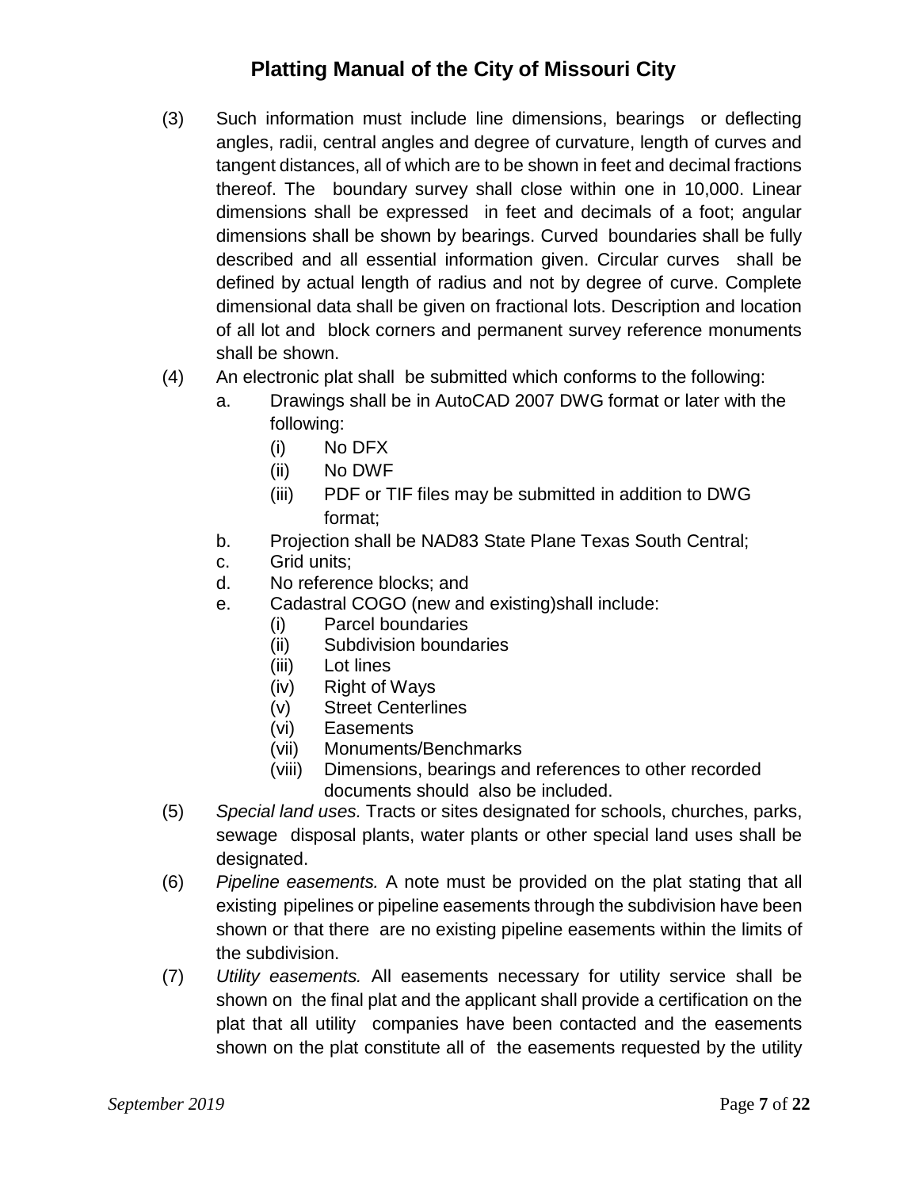(3) Such information must include line dimensions, bearings or deflecting angles, radii, central angles and degree of curvature, length of curves and tangent distances, all of which are to be shown in feet and decimal fractions thereof. The boundary survey shall close within one in 10,000. Linear dimensions shall be expressed in feet and decimals of a foot; angular dimensions shall be shown by bearings. Curved boundaries shall be fully described and all essential information given. Circular curves shall be defined by actual length of radius and not by degree of curve. Complete dimensional data shall be given on fractional lots. Description and location of all lot and block corners and permanent survey reference monuments shall be shown.

(4) An electronic plat shall be submitted which conforms to the following:

- a. Drawings shall be in AutoCAD 2007 DWG format or later with the following:
  - (i) No DFX
  - (ii) No DWF
  - (iii) PDF or TIF files may be submitted in addition to DWG format;
- b. Projection shall be NAD83 State Plane Texas South Central;
- c. Grid units;
- d. No reference blocks; and
- e. Cadastral COGO (new and existing)shall include:
  - (i) Parcel boundaries
  - (ii) Subdivision boundaries
  - (iii) Lot lines
  - (iv) Right of Ways
  - (v) Street Centerlines
  - (vi) Easements
  - (vii) Monuments/Benchmarks
  - (viii) Dimensions, bearings and references to other recorded documents should also be included.

(5) *Special land uses.* Tracts or sites designated for schools, churches, parks, sewage disposal plants, water plants or other special land uses shall be designated.

(6) *Pipeline easements.* A note must be provided on the plat stating that all existing pipelines or pipeline easements through the subdivision have been shown or that there are no existing pipeline easements within the limits of the subdivision.

(7) *Utility easements.* All easements necessary for utility service shall be shown on the final plat and the applicant shall provide a certification on the plat that all utility companies have been contacted and the easements shown on the plat constitute all of the easements requested by the utility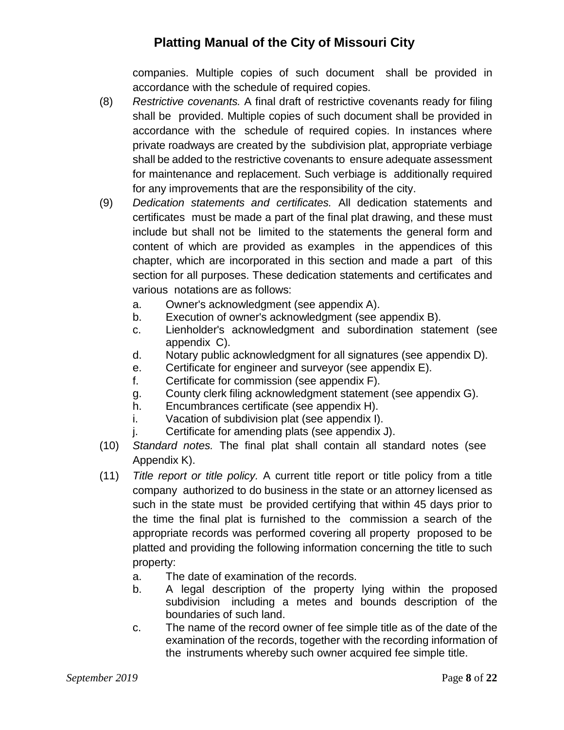companies. Multiple copies of such document shall be provided in accordance with the schedule of required copies.

(8) *Restrictive covenants.* A final draft of restrictive covenants ready for filing shall be provided. Multiple copies of such document shall be provided in accordance with the schedule of required copies. In instances where private roadways are created by the subdivision plat, appropriate verbiage shall be added to the restrictive covenants to ensure adequate assessment for maintenance and replacement. Such verbiage is additionally required for any improvements that are the responsibility of the city.

(9) *Dedication statements and certificates.* All dedication statements and certificates must be made a part of the final plat drawing, and these must include but shall not be limited to the statements the general form and content of which are provided as examples in the appendices of this chapter, which are incorporated in this section and made a part of this section for all purposes. These dedication statements and certificates and various notations are as follows:

   a. Owner's acknowledgment (see appendix A).
   b. Execution of owner's acknowledgment (see appendix B).
   c. Lienholder's acknowledgment and subordination statement (see appendix C).
   d. Notary public acknowledgment for all signatures (see appendix D).
   e. Certificate for engineer and surveyor (see appendix E).
   f. Certificate for commission (see appendix F).
   g. County clerk filing acknowledgment statement (see appendix G).
   h. Encumbrances certificate (see appendix H).
   i. Vacation of subdivision plat (see appendix I).
   j. Certificate for amending plats (see appendix J).

(10) *Standard notes.* The final plat shall contain all standard notes (see Appendix K).

(11) *Title report or title policy.* A current title report or title policy from a title company authorized to do business in the state or an attorney licensed as such in the state must be provided certifying that within 45 days prior to the time the final plat is furnished to the commission a search of the appropriate records was performed covering all property proposed to be platted and providing the following information concerning the title to such property:

   a. The date of examination of the records.
   b. A legal description of the property lying within the proposed subdivision including a metes and bounds description of the boundaries of such land.
   c. The name of the record owner of fee simple title as of the date of the examination of the records, together with the recording information of the instruments whereby such owner acquired fee simple title.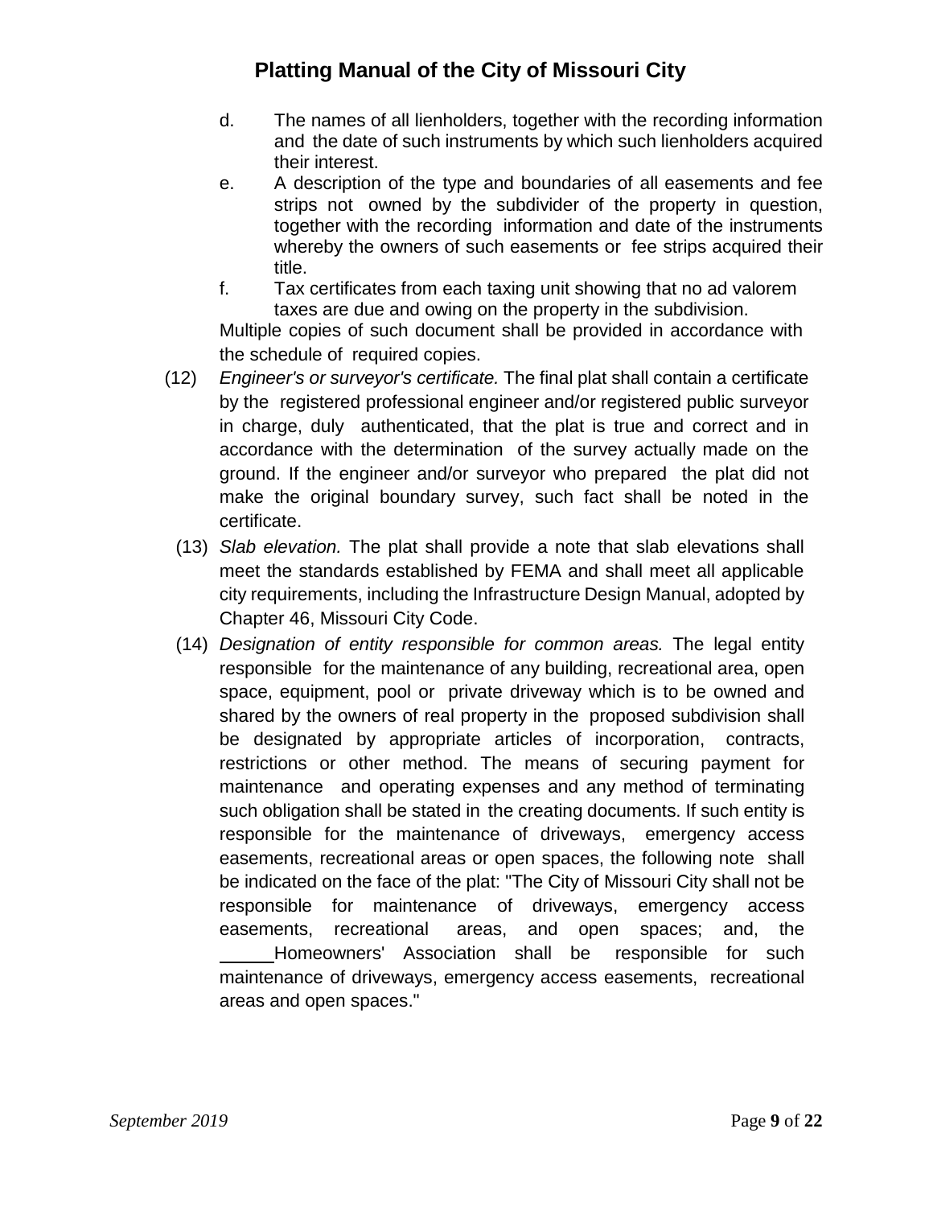d. The names of all lienholders, together with the recording information and the date of such instruments by which such lienholders acquired their interest.

e. A description of the type and boundaries of all easements and fee strips not owned by the subdivider of the property in question, together with the recording information and date of the instruments whereby the owners of such easements or fee strips acquired their title.

f. Tax certificates from each taxing unit showing that no ad valorem taxes are due and owing on the property in the subdivision.

Multiple copies of such document shall be provided in accordance with the schedule of required copies.

(12) *Engineer's or surveyor's certificate.* The final plat shall contain a certificate by the registered professional engineer and/or registered public surveyor in charge, duly authenticated, that the plat is true and correct and in accordance with the determination of the survey actually made on the ground. If the engineer and/or surveyor who prepared the plat did not make the original boundary survey, such fact shall be noted in the certificate.

(13) *Slab elevation.* The plat shall provide a note that slab elevations shall meet the standards established by FEMA and shall meet all applicable city requirements, including the Infrastructure Design Manual, adopted by Chapter 46, Missouri City Code.

(14) *Designation of entity responsible for common areas.* The legal entity responsible for the maintenance of any building, recreational area, open space, equipment, pool or private driveway which is to be owned and shared by the owners of real property in the proposed subdivision shall be designated by appropriate articles of incorporation, contracts, restrictions or other method. The means of securing payment for maintenance and operating expenses and any method of terminating such obligation shall be stated in the creating documents. If such entity is responsible for the maintenance of driveways, emergency access easements, recreational areas or open spaces, the following note shall be indicated on the face of the plat: "The City of Missouri City shall not be responsible for maintenance of driveways, emergency access easements, recreational areas, and open spaces; and, the \_\_\_\_\_\_ Homeowners' Association shall be responsible for such maintenance of driveways, emergency access easements, recreational areas and open spaces."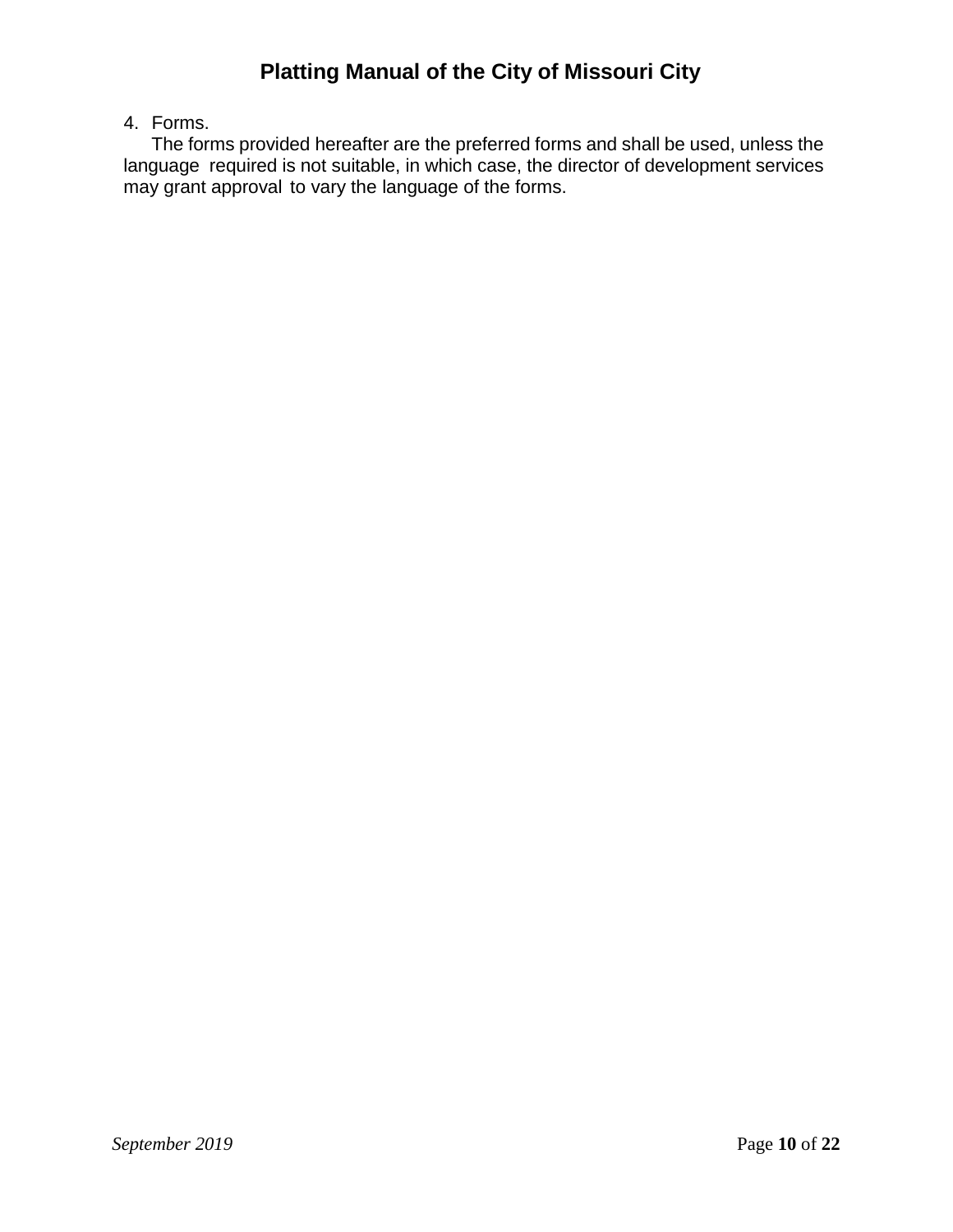4. Forms.

The forms provided hereafter are the preferred forms and shall be used, unless the language required is not suitable, in which case, the director of development services may grant approval to vary the language of the forms.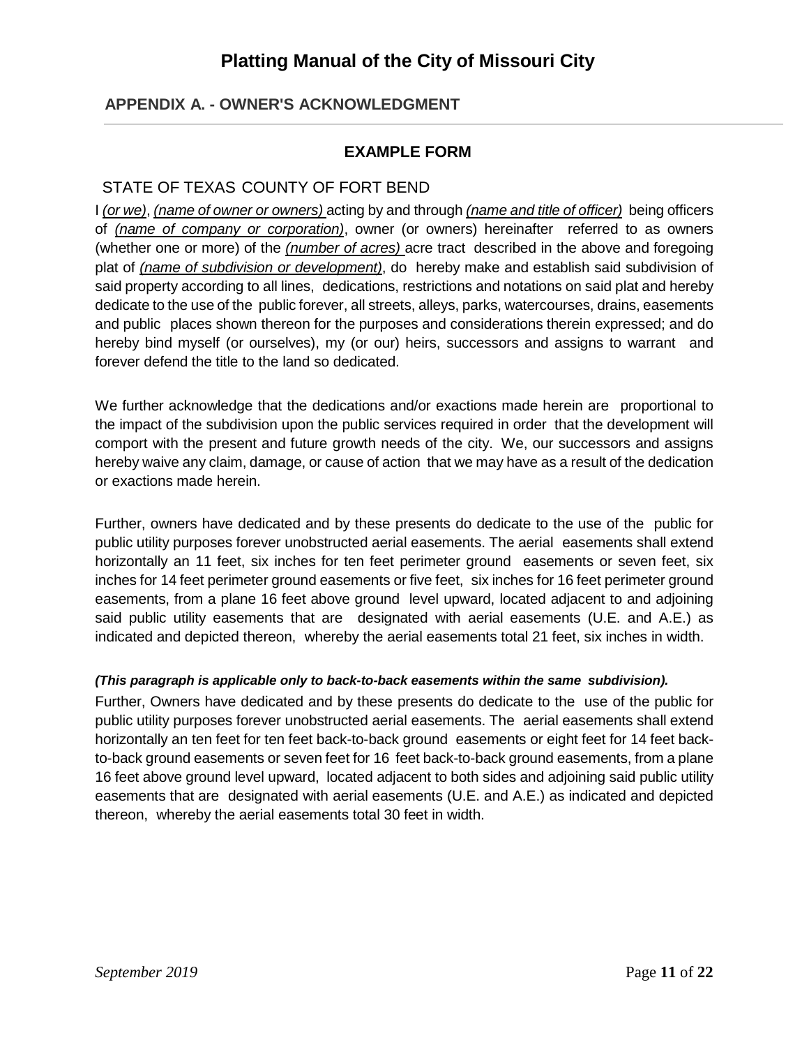# Platting Manual of the City of Missouri City

## APPENDIX A. - OWNER'S ACKNOWLEDGMENT

### EXAMPLE FORM

STATE OF TEXAS COUNTY OF FORT BEND

I *(or we)*, *(name of owner or owners)* acting by and through *(name and title of officer)* being officers of *(name of company or corporation)*, owner (or owners) hereinafter referred to as owners (whether one or more) of the *(number of acres)* acre tract described in the above and foregoing plat of *(name of subdivision or development)*, do hereby make and establish said subdivision of said property according to all lines, dedications, restrictions and notations on said plat and hereby dedicate to the use of the public forever, all streets, alleys, parks, watercourses, drains, easements and public places shown thereon for the purposes and considerations therein expressed; and do hereby bind myself (or ourselves), my (or our) heirs, successors and assigns to warrant and forever defend the title to the land so dedicated.

We further acknowledge that the dedications and/or exactions made herein are proportional to the impact of the subdivision upon the public services required in order that the development will comport with the present and future growth needs of the city. We, our successors and assigns hereby waive any claim, damage, or cause of action that we may have as a result of the dedication or exactions made herein.

Further, owners have dedicated and by these presents do dedicate to the use of the public for public utility purposes forever unobstructed aerial easements. The aerial easements shall extend horizontally an 11 feet, six inches for ten feet perimeter ground easements or seven feet, six inches for 14 feet perimeter ground easements or five feet, six inches for 16 feet perimeter ground easements, from a plane 16 feet above ground level upward, located adjacent to and adjoining said public utility easements that are designated with aerial easements (U.E. and A.E.) as indicated and depicted thereon, whereby the aerial easements total 21 feet, six inches in width.

***(This paragraph is applicable only to back-to-back easements within the same subdivision).***

Further, Owners have dedicated and by these presents do dedicate to the use of the public for public utility purposes forever unobstructed aerial easements. The aerial easements shall extend horizontally an ten feet for ten feet back-to-back ground easements or eight feet for 14 feet back-to-back ground easements or seven feet for 16 feet back-to-back ground easements, from a plane 16 feet above ground level upward, located adjacent to both sides and adjoining said public utility easements that are designated with aerial easements (U.E. and A.E.) as indicated and depicted thereon, whereby the aerial easements total 30 feet in width.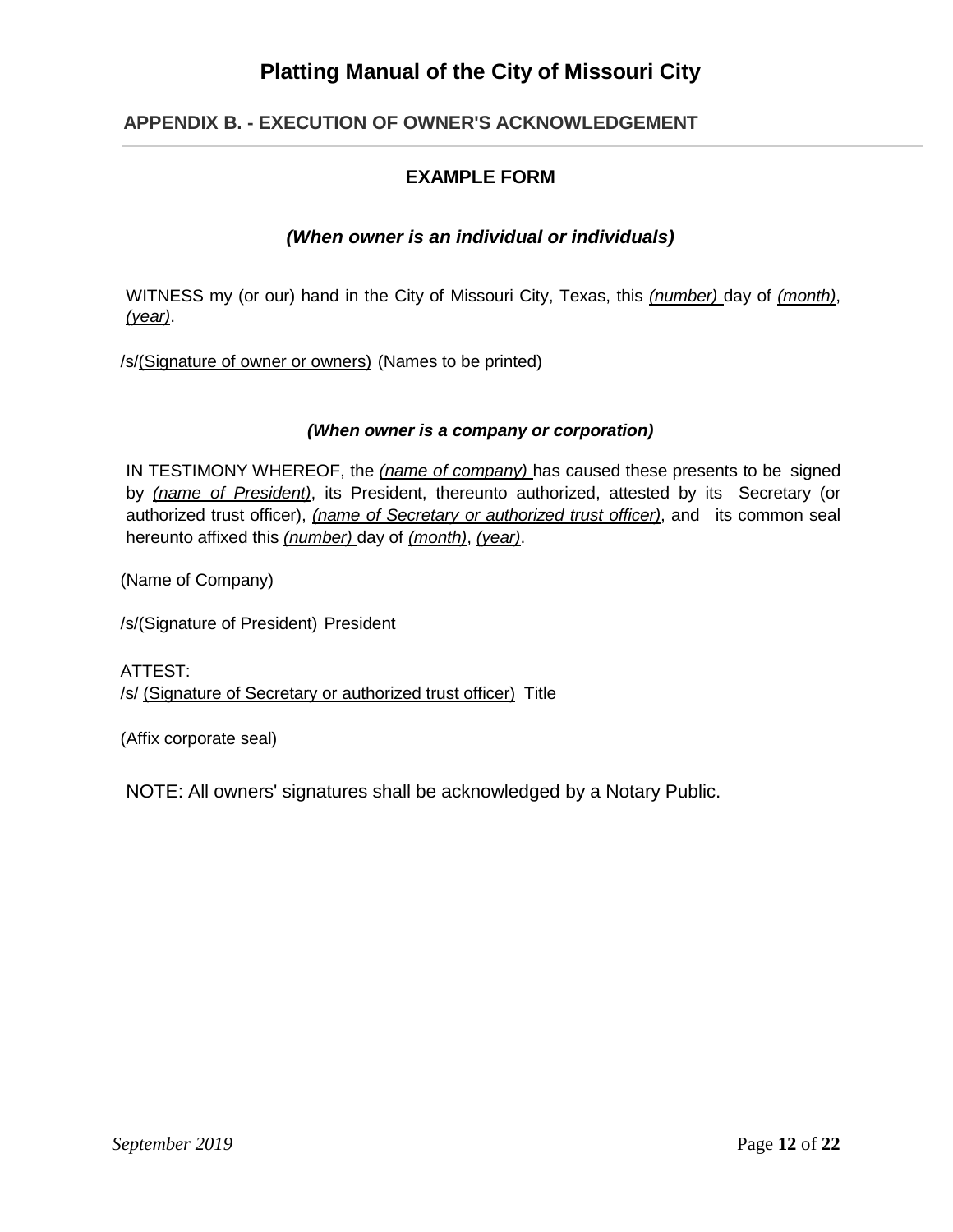# Platting Manual of the City of Missouri City

## APPENDIX B. - EXECUTION OF OWNER'S ACKNOWLEDGEMENT

### EXAMPLE FORM

***(When owner is an individual or individuals)***

WITNESS my (or our) hand in the City of Missouri City, Texas, this *(number)* day of *(month)*, *(year)*.

/s/(Signature of owner or owners) (Names to be printed)

***(When owner is a company or corporation)***

IN TESTIMONY WHEREOF, the *(name of company)* has caused these presents to be signed by *(name of President)*, its President, thereunto authorized, attested by its Secretary (or authorized trust officer), *(name of Secretary or authorized trust officer)*, and its common seal hereunto affixed this *(number)* day of *(month)*, *(year)*.

(Name of Company)

/s/(Signature of President) President

ATTEST:
/s/ (Signature of Secretary or authorized trust officer) Title

(Affix corporate seal)

NOTE: All owners' signatures shall be acknowledged by a Notary Public.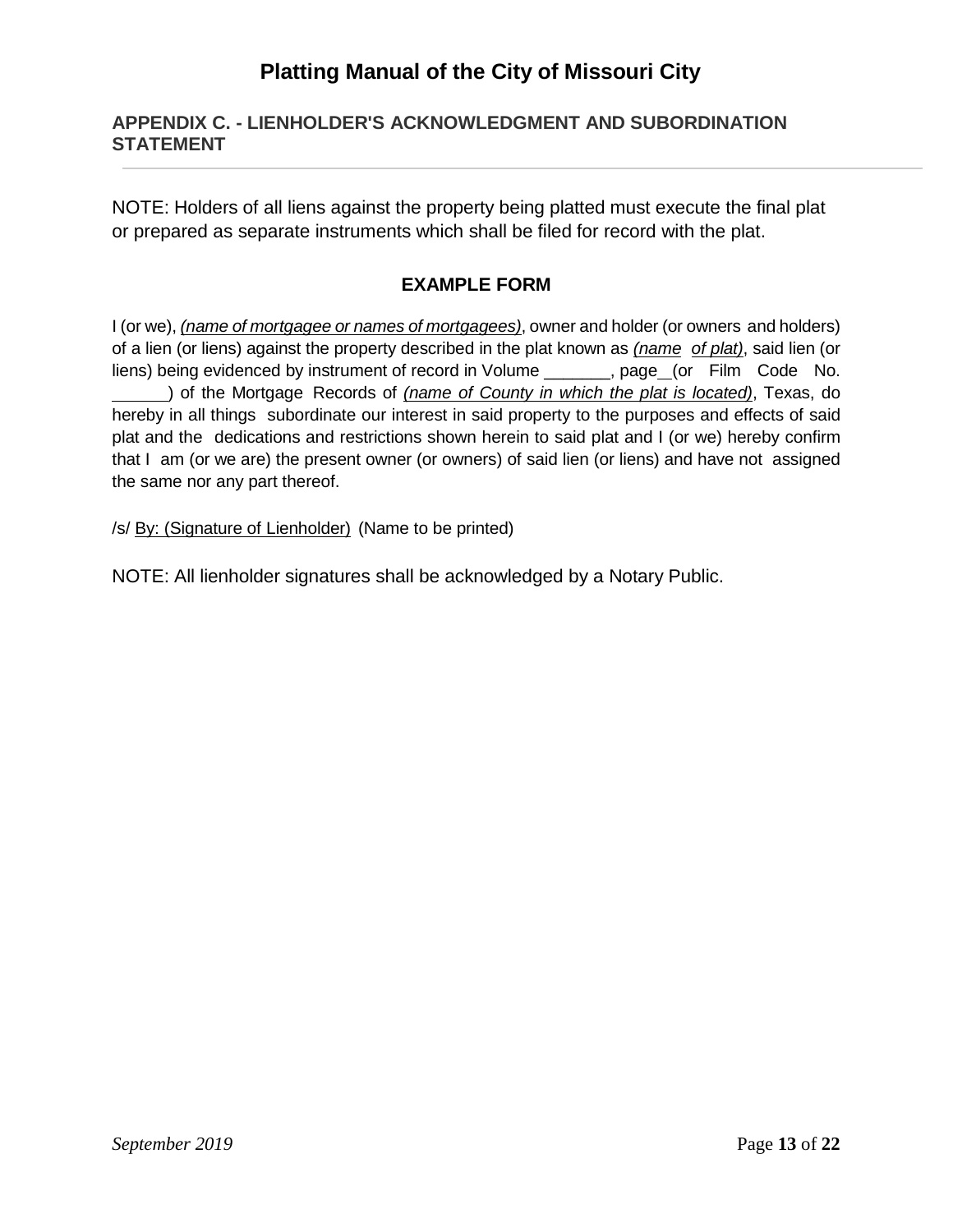# Platting Manual of the City of Missouri City

## APPENDIX C. - LIENHOLDER'S ACKNOWLEDGMENT AND SUBORDINATION STATEMENT

NOTE: Holders of all liens against the property being platted must execute the final plat or prepared as separate instruments which shall be filed for record with the plat.

### EXAMPLE FORM

I (or we), *(name of mortgagee or names of mortgagees)*, owner and holder (or owners and holders) of a lien (or liens) against the property described in the plat known as *(name of plat)*, said lien (or liens) being evidenced by instrument of record in Volume _______, page__(or Film Code No. ______) of the Mortgage Records of *(name of County in which the plat is located)*, Texas, do hereby in all things subordinate our interest in said property to the purposes and effects of said plat and the dedications and restrictions shown herein to said plat and I (or we) hereby confirm that I am (or we are) the present owner (or owners) of said lien (or liens) and have not assigned the same nor any part thereof.

/s/ By: (Signature of Lienholder) (Name to be printed)

NOTE: All lienholder signatures shall be acknowledged by a Notary Public.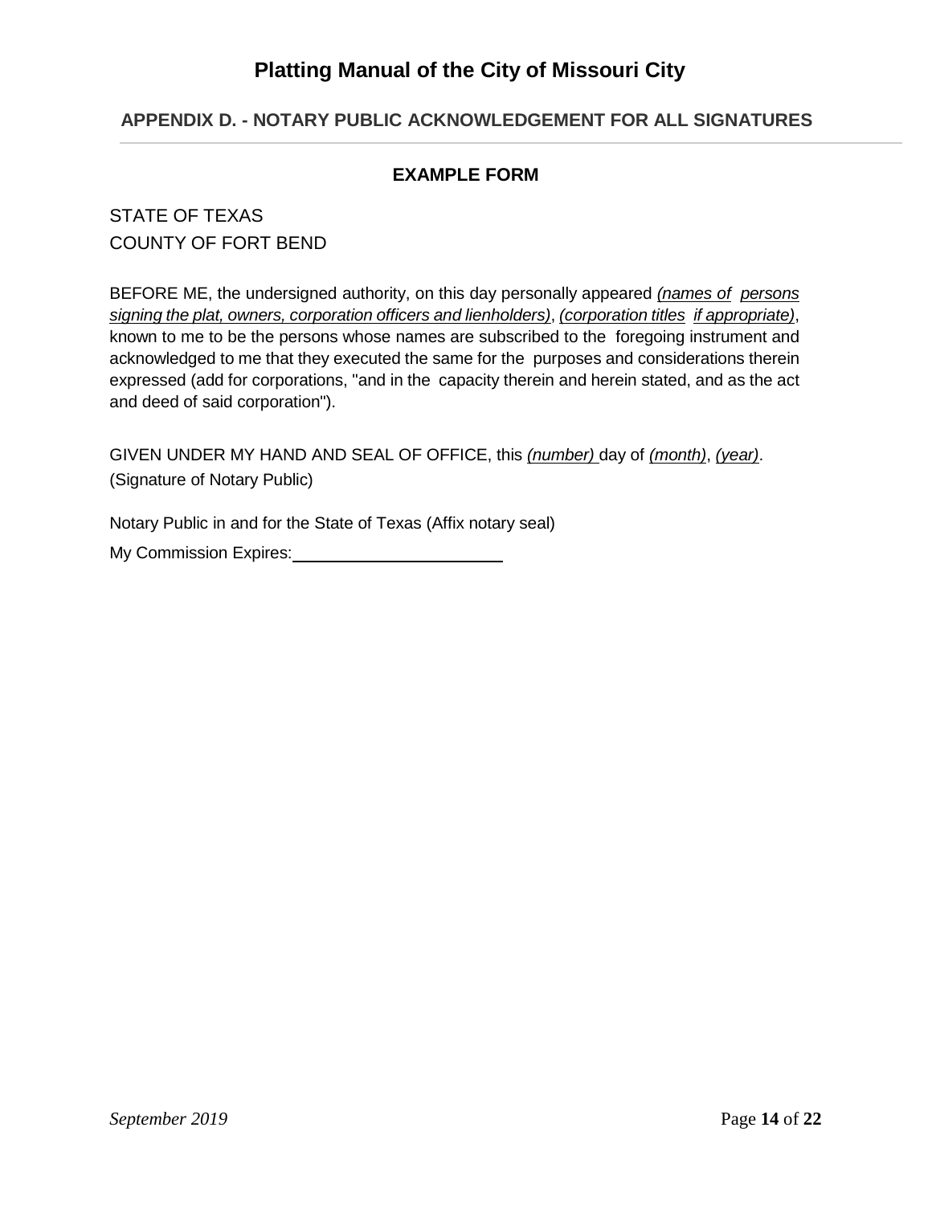## APPENDIX D. - NOTARY PUBLIC ACKNOWLEDGEMENT FOR ALL SIGNATURES

### EXAMPLE FORM

STATE OF TEXAS
COUNTY OF FORT BEND

BEFORE ME, the undersigned authority, on this day personally appeared *(names of persons signing the plat, owners, corporation officers and lienholders)*, *(corporation titles if appropriate)*, known to me to be the persons whose names are subscribed to the foregoing instrument and acknowledged to me that they executed the same for the purposes and considerations therein expressed (add for corporations, "and in the capacity therein and herein stated, and as the act and deed of said corporation").

GIVEN UNDER MY HAND AND SEAL OF OFFICE, this *(number)* day of *(month)*, *(year)*.
(Signature of Notary Public)

Notary Public in and for the State of Texas (Affix notary seal)

My Commission Expires:\_\_\_\_\_\_\_\_\_\_\_\_\_\_\_\_\_\_\_\_\_\_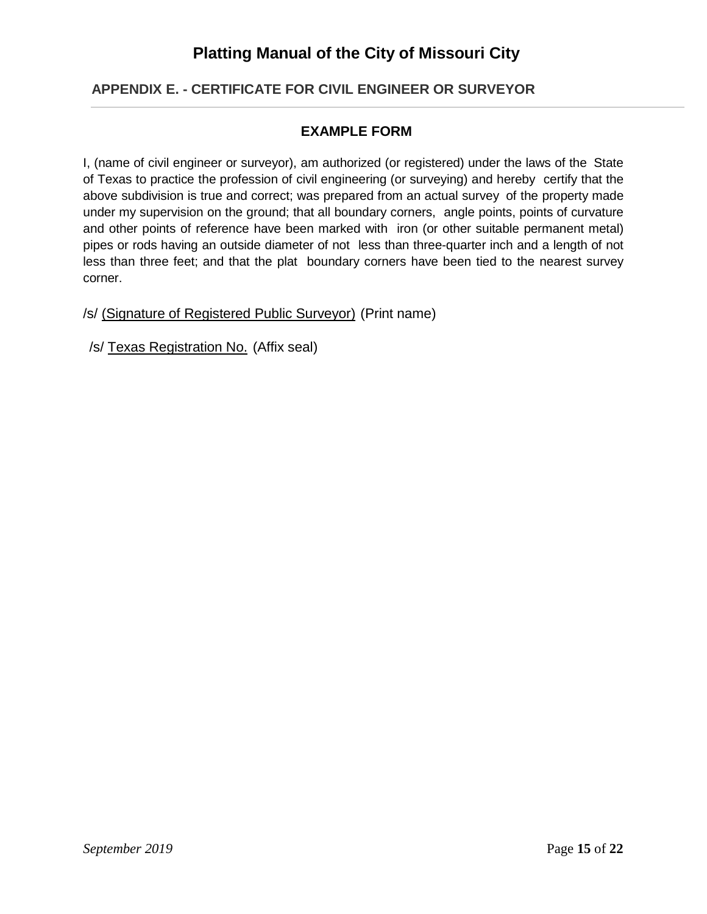## APPENDIX E. - CERTIFICATE FOR CIVIL ENGINEER OR SURVEYOR

**EXAMPLE FORM**

I, (name of civil engineer or surveyor), am authorized (or registered) under the laws of the State of Texas to practice the profession of civil engineering (or surveying) and hereby certify that the above subdivision is true and correct; was prepared from an actual survey of the property made under my supervision on the ground; that all boundary corners, angle points, points of curvature and other points of reference have been marked with iron (or other suitable permanent metal) pipes or rods having an outside diameter of not less than three-quarter inch and a length of not less than three feet; and that the plat boundary corners have been tied to the nearest survey corner.

/s/ (Signature of Registered Public Surveyor) (Print name)

/s/ Texas Registration No. (Affix seal)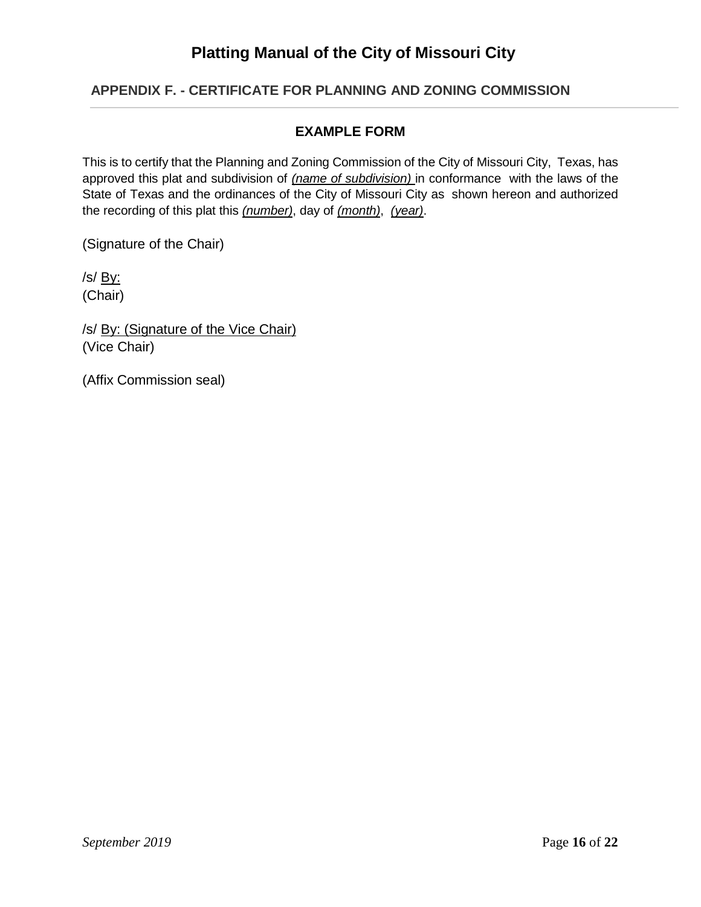# Platting Manual of the City of Missouri City

## APPENDIX F. - CERTIFICATE FOR PLANNING AND ZONING COMMISSION

### EXAMPLE FORM

This is to certify that the Planning and Zoning Commission of the City of Missouri City, Texas, has approved this plat and subdivision of *(name of subdivision)* in conformance with the laws of the State of Texas and the ordinances of the City of Missouri City as shown hereon and authorized the recording of this plat this *(number)*, day of *(month)*, *(year)*.

(Signature of the Chair)

/s/ By:
(Chair)

/s/ By: (Signature of the Vice Chair)
(Vice Chair)

(Affix Commission seal)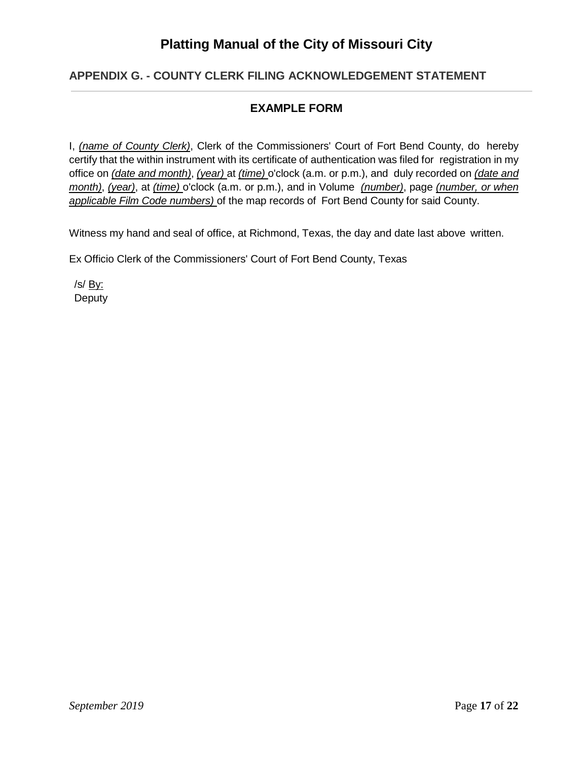## APPENDIX G. - COUNTY CLERK FILING ACKNOWLEDGEMENT STATEMENT

### EXAMPLE FORM

I, *(name of County Clerk)*, Clerk of the Commissioners' Court of Fort Bend County, do hereby certify that the within instrument with its certificate of authentication was filed for registration in my office on *(date and month)*, *(year)* at *(time)* o'clock (a.m. or p.m.), and duly recorded on *(date and month)*, *(year)*, at *(time)* o'clock (a.m. or p.m.), and in Volume *(number)*, page *(number, or when applicable Film Code numbers)* of the map records of Fort Bend County for said County.

Witness my hand and seal of office, at Richmond, Texas, the day and date last above written.

Ex Officio Clerk of the Commissioners' Court of Fort Bend County, Texas

/s/ By:
Deputy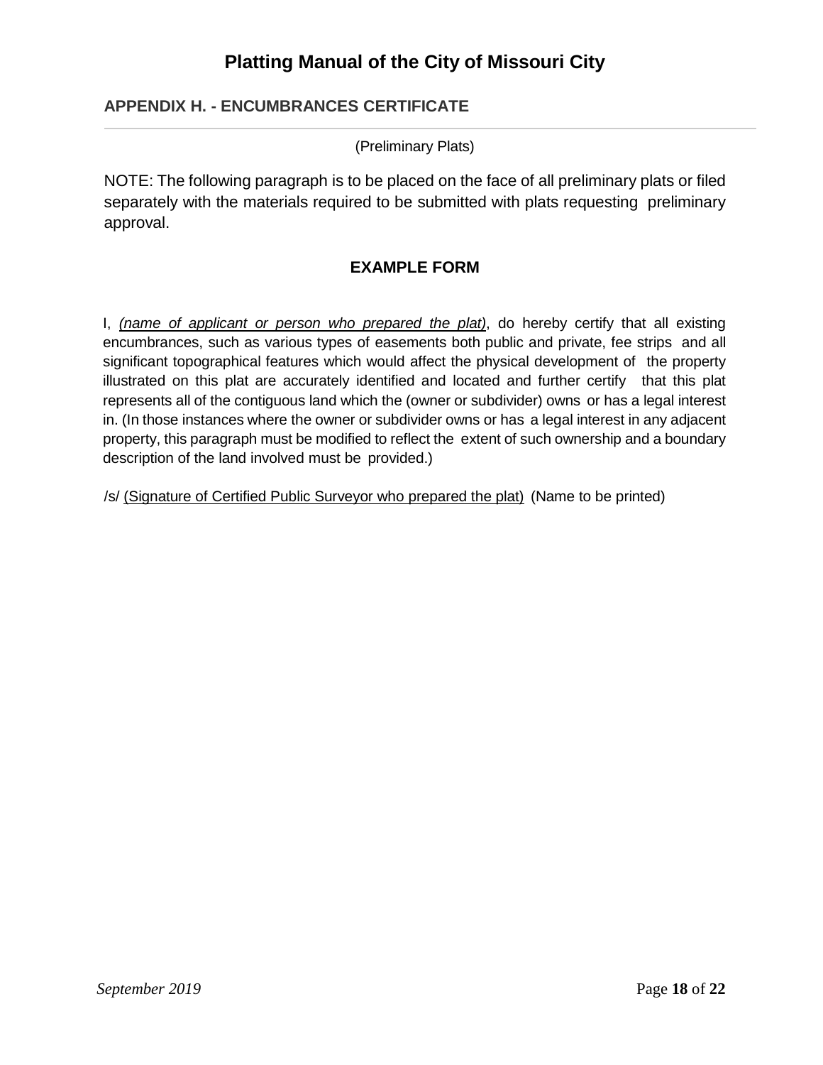## APPENDIX H. - ENCUMBRANCES CERTIFICATE

(Preliminary Plats)

NOTE: The following paragraph is to be placed on the face of all preliminary plats or filed separately with the materials required to be submitted with plats requesting preliminary approval.

### EXAMPLE FORM

I, *(name of applicant or person who prepared the plat)*, do hereby certify that all existing encumbrances, such as various types of easements both public and private, fee strips and all significant topographical features which would affect the physical development of the property illustrated on this plat are accurately identified and located and further certify that this plat represents all of the contiguous land which the (owner or subdivider) owns or has a legal interest in. (In those instances where the owner or subdivider owns or has a legal interest in any adjacent property, this paragraph must be modified to reflect the extent of such ownership and a boundary description of the land involved must be provided.)

/s/ (Signature of Certified Public Surveyor who prepared the plat) (Name to be printed)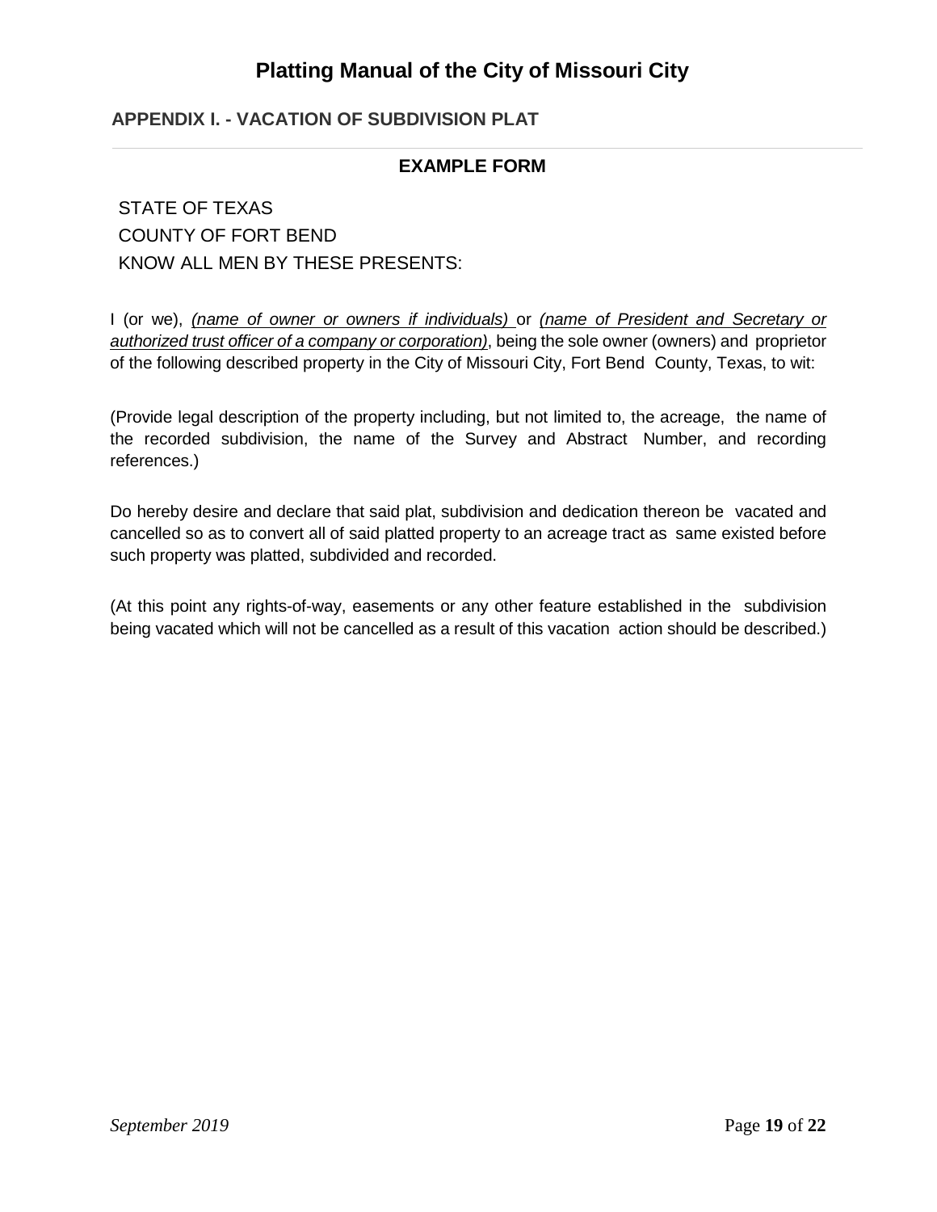# Platting Manual of the City of Missouri City

## APPENDIX I. - VACATION OF SUBDIVISION PLAT

### EXAMPLE FORM

STATE OF TEXAS
COUNTY OF FORT BEND
KNOW ALL MEN BY THESE PRESENTS:

I (or we), *(name of owner or owners if individuals)* or *(name of President and Secretary or authorized trust officer of a company or corporation)*, being the sole owner (owners) and proprietor of the following described property in the City of Missouri City, Fort Bend County, Texas, to wit:

(Provide legal description of the property including, but not limited to, the acreage, the name of the recorded subdivision, the name of the Survey and Abstract Number, and recording references.)

Do hereby desire and declare that said plat, subdivision and dedication thereon be vacated and cancelled so as to convert all of said platted property to an acreage tract as same existed before such property was platted, subdivided and recorded.

(At this point any rights-of-way, easements or any other feature established in the subdivision being vacated which will not be cancelled as a result of this vacation action should be described.)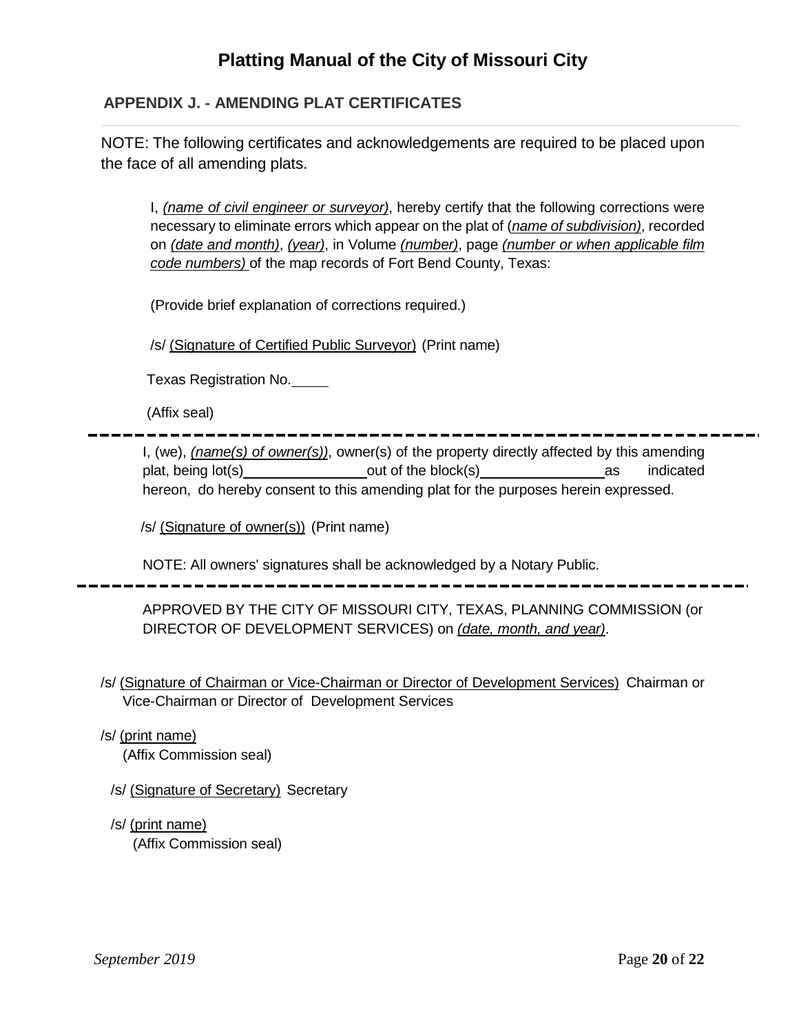# Platting Manual of the City of Missouri City

## APPENDIX J. - AMENDING PLAT CERTIFICATES

NOTE: The following certificates and acknowledgements are required to be placed upon the face of all amending plats.

I, *(name of civil engineer or surveyor)*, hereby certify that the following corrections were necessary to eliminate errors which appear on the plat of (*name of subdivision)*, recorded on *(date and month)*, *(year)*, in Volume *(number)*, page *(number or when applicable film code numbers)* of the map records of Fort Bend County, Texas:

(Provide brief explanation of corrections required.)

/s/ (Signature of Certified Public Surveyor) (Print name)

Texas Registration No.\_\_\_\_\_

(Affix seal)

---

I, (we), *(name(s) of owner(s))*, owner(s) of the property directly affected by this amending plat, being lot(s)\_\_\_\_\_\_\_\_\_\_\_\_\_\_\_\_ out of the block(s)\_\_\_\_\_\_\_\_\_\_\_\_\_\_\_\_ as indicated hereon, do hereby consent to this amending plat for the purposes herein expressed.

/s/ (Signature of owner(s)) (Print name)

NOTE: All owners' signatures shall be acknowledged by a Notary Public.

---

APPROVED BY THE CITY OF MISSOURI CITY, TEXAS, PLANNING COMMISSION (or DIRECTOR OF DEVELOPMENT SERVICES) on *(date, month, and year)*.

/s/ (Signature of Chairman or Vice-Chairman or Director of Development Services) Chairman or Vice-Chairman or Director of Development Services

/s/ (print name)
(Affix Commission seal)

/s/ (Signature of Secretary) Secretary

/s/ (print name)
(Affix Commission seal)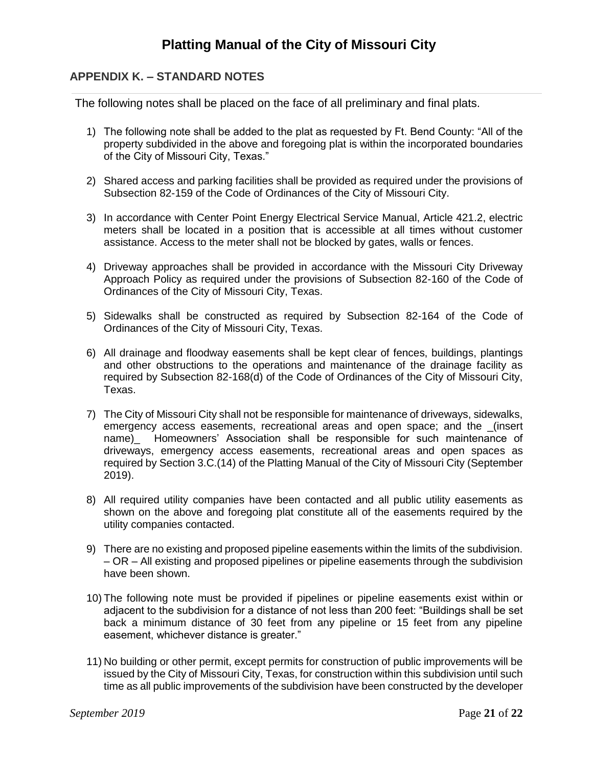# Platting Manual of the City of Missouri City

## APPENDIX K. – STANDARD NOTES

The following notes shall be placed on the face of all preliminary and final plats.

1) The following note shall be added to the plat as requested by Ft. Bend County: "All of the property subdivided in the above and foregoing plat is within the incorporated boundaries of the City of Missouri City, Texas."

2) Shared access and parking facilities shall be provided as required under the provisions of Subsection 82-159 of the Code of Ordinances of the City of Missouri City.

3) In accordance with Center Point Energy Electrical Service Manual, Article 421.2, electric meters shall be located in a position that is accessible at all times without customer assistance. Access to the meter shall not be blocked by gates, walls or fences.

4) Driveway approaches shall be provided in accordance with the Missouri City Driveway Approach Policy as required under the provisions of Subsection 82-160 of the Code of Ordinances of the City of Missouri City, Texas.

5) Sidewalks shall be constructed as required by Subsection 82-164 of the Code of Ordinances of the City of Missouri City, Texas.

6) All drainage and floodway easements shall be kept clear of fences, buildings, plantings and other obstructions to the operations and maintenance of the drainage facility as required by Subsection 82-168(d) of the Code of Ordinances of the City of Missouri City, Texas.

7) The City of Missouri City shall not be responsible for maintenance of driveways, sidewalks, emergency access easements, recreational areas and open space; and the _(insert name)_ Homeowners' Association shall be responsible for such maintenance of driveways, emergency access easements, recreational areas and open spaces as required by Section 3.C.(14) of the Platting Manual of the City of Missouri City (September 2019).

8) All required utility companies have been contacted and all public utility easements as shown on the above and foregoing plat constitute all of the easements required by the utility companies contacted.

9) There are no existing and proposed pipeline easements within the limits of the subdivision. – OR – All existing and proposed pipelines or pipeline easements through the subdivision have been shown.

10) The following note must be provided if pipelines or pipeline easements exist within or adjacent to the subdivision for a distance of not less than 200 feet: "Buildings shall be set back a minimum distance of 30 feet from any pipeline or 15 feet from any pipeline easement, whichever distance is greater."

11) No building or other permit, except permits for construction of public improvements will be issued by the City of Missouri City, Texas, for construction within this subdivision until such time as all public improvements of the subdivision have been constructed by the developer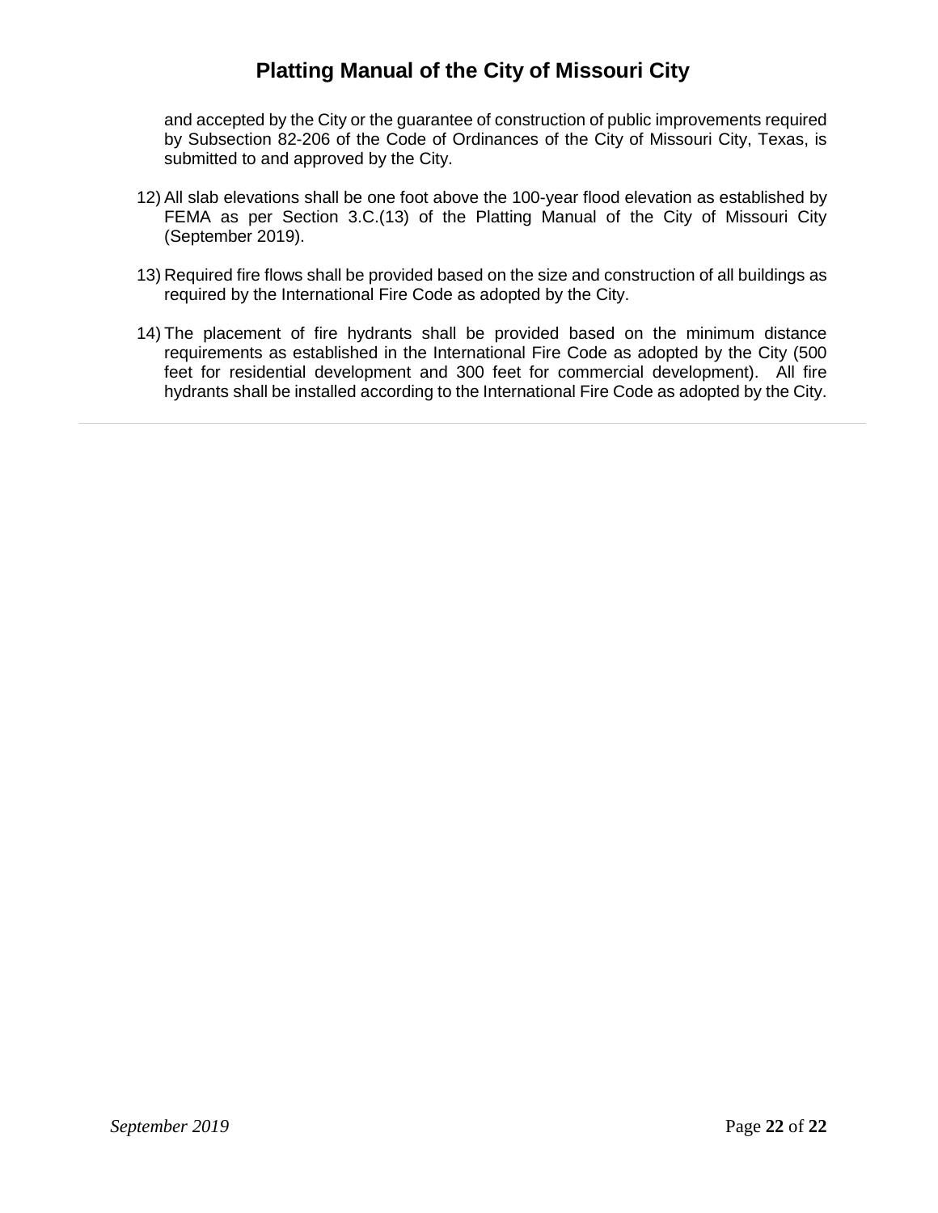and accepted by the City or the guarantee of construction of public improvements required by Subsection 82-206 of the Code of Ordinances of the City of Missouri City, Texas, is submitted to and approved by the City.

12) All slab elevations shall be one foot above the 100-year flood elevation as established by FEMA as per Section 3.C.(13) of the Platting Manual of the City of Missouri City (September 2019).

13) Required fire flows shall be provided based on the size and construction of all buildings as required by the International Fire Code as adopted by the City.

14) The placement of fire hydrants shall be provided based on the minimum distance requirements as established in the International Fire Code as adopted by the City (500 feet for residential development and 300 feet for commercial development). All fire hydrants shall be installed according to the International Fire Code as adopted by the City.